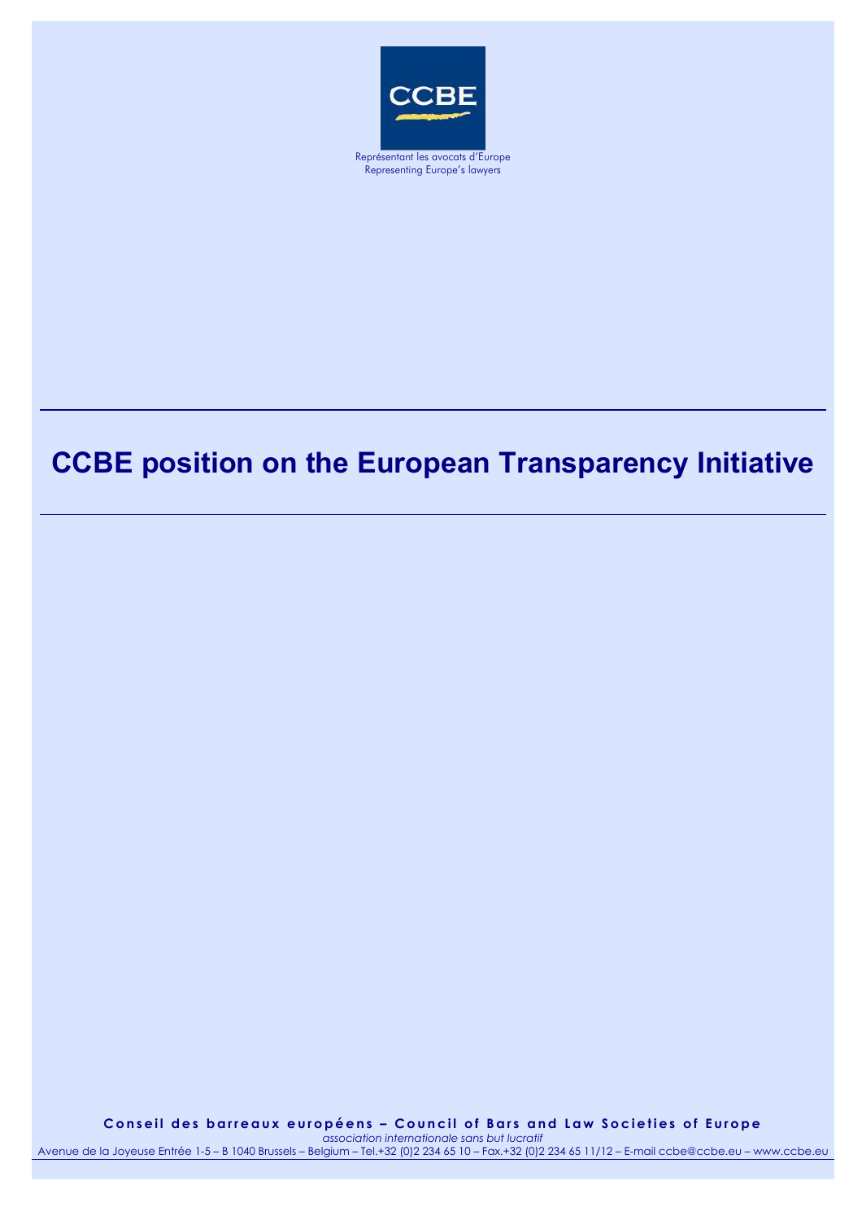CCBE

Représentant les avocats d'Europe
Representing Europe's lawyers

# CCBE position on the European Transparency Initiative

**Conseil des barreaux européens – Council of Bars and Law Societies of Europe**

*association internationale sans but lucratif*

Avenue de la Joyeuse Entrée 1-5 – B 1040 Brussels – Belgium – Tel.+32 (0)2 234 65 10 – Fax.+32 (0)2 234 65 11/12 – E-mail ccbe@ccbe.eu – www.ccbe.eu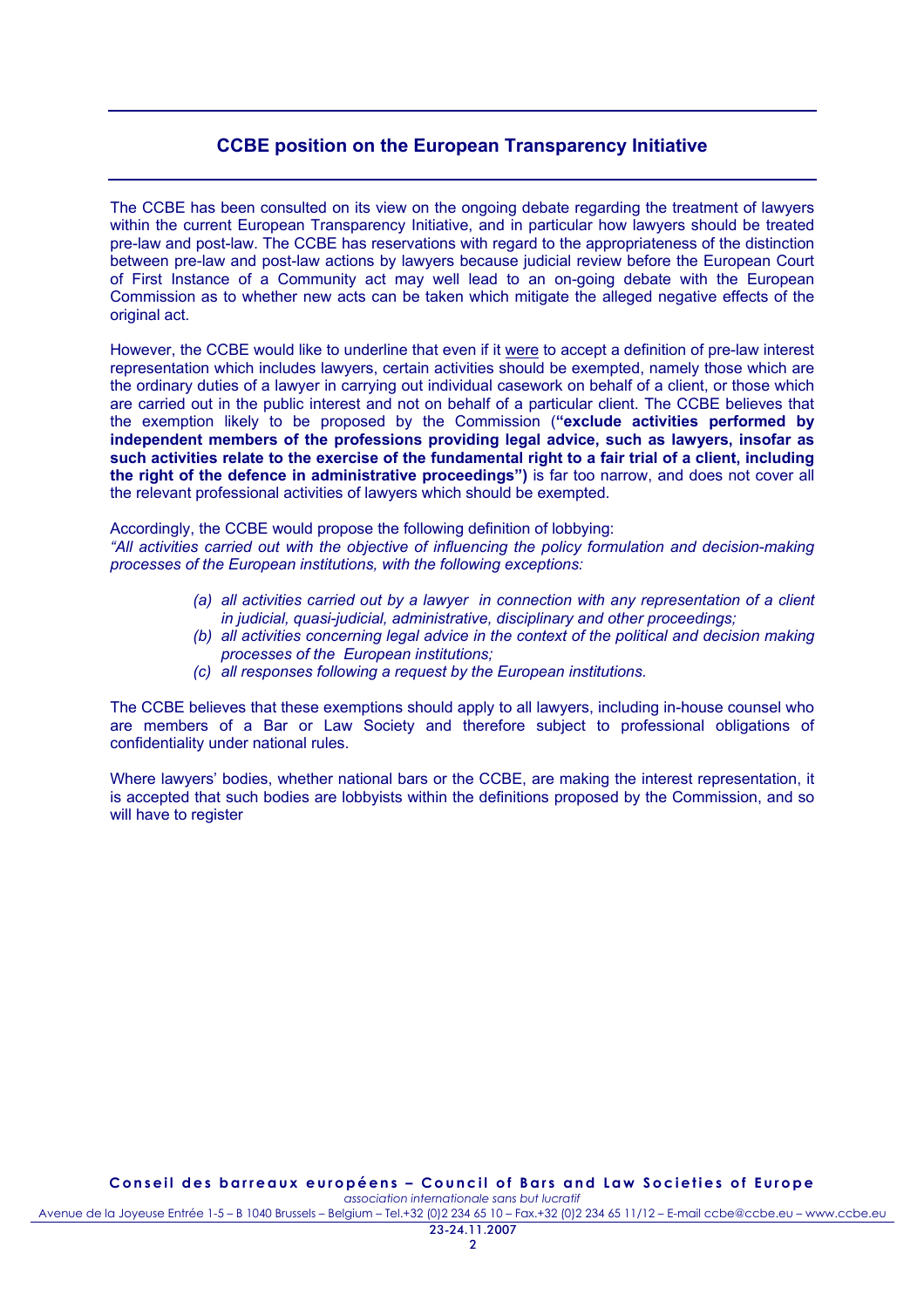## CCBE position on the European Transparency Initiative

The CCBE has been consulted on its view on the ongoing debate regarding the treatment of lawyers within the current European Transparency Initiative, and in particular how lawyers should be treated pre-law and post-law. The CCBE has reservations with regard to the appropriateness of the distinction between pre-law and post-law actions by lawyers because judicial review before the European Court of First Instance of a Community act may well lead to an on-going debate with the European Commission as to whether new acts can be taken which mitigate the alleged negative effects of the original act.

However, the CCBE would like to underline that even if it were to accept a definition of pre-law interest representation which includes lawyers, certain activities should be exempted, namely those which are the ordinary duties of a lawyer in carrying out individual casework on behalf of a client, or those which are carried out in the public interest and not on behalf of a particular client. The CCBE believes that the exemption likely to be proposed by the Commission (**"exclude activities performed by independent members of the professions providing legal advice, such as lawyers, insofar as such activities relate to the exercise of the fundamental right to a fair trial of a client, including the right of the defence in administrative proceedings")** is far too narrow, and does not cover all the relevant professional activities of lawyers which should be exempted.

Accordingly, the CCBE would propose the following definition of lobbying:
*"All activities carried out with the objective of influencing the policy formulation and decision-making processes of the European institutions, with the following exceptions:*

- *(a) all activities carried out by a lawyer in connection with any representation of a client in judicial, quasi-judicial, administrative, disciplinary and other proceedings;*
- *(b) all activities concerning legal advice in the context of the political and decision making processes of the European institutions;*
- *(c) all responses following a request by the European institutions.*

The CCBE believes that these exemptions should apply to all lawyers, including in-house counsel who are members of a Bar or Law Society and therefore subject to professional obligations of confidentiality under national rules.

Where lawyers' bodies, whether national bars or the CCBE, are making the interest representation, it is accepted that such bodies are lobbyists within the definitions proposed by the Commission, and so will have to register